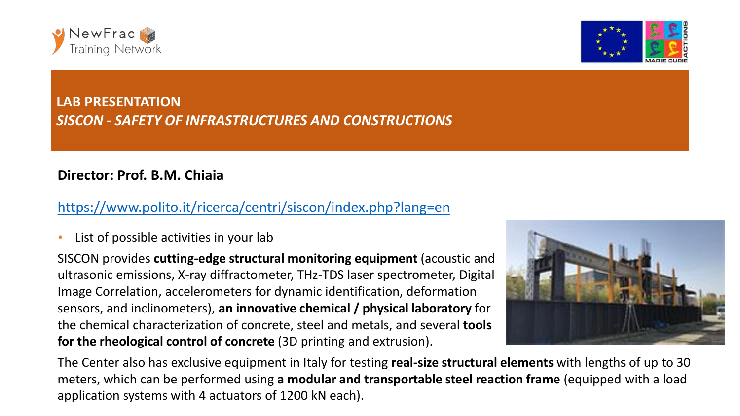## LAB PRESENTATION

### *SISCON - SAFETY OF INFRASTRUCTURES AND CONSTRUCTIONS*

**Director: Prof. B.M. Chiaia**

https://www.polito.it/ricerca/centri/siscon/index.php?lang=en

- List of possible activities in your lab

SISCON provides **cutting-edge structural monitoring equipment** (acoustic and ultrasonic emissions, X-ray diffractometer, THz-TDS laser spectrometer, Digital Image Correlation, accelerometers for dynamic identification, deformation sensors, and inclinometers), **an innovative chemical / physical laboratory** for the chemical characterization of concrete, steel and metals, and several **tools for the rheological control of concrete** (3D printing and extrusion).

The Center also has exclusive equipment in Italy for testing **real-size structural elements** with lengths of up to 30 meters, which can be performed using **a modular and transportable steel reaction frame** (equipped with a load application systems with 4 actuators of 1200 kN each).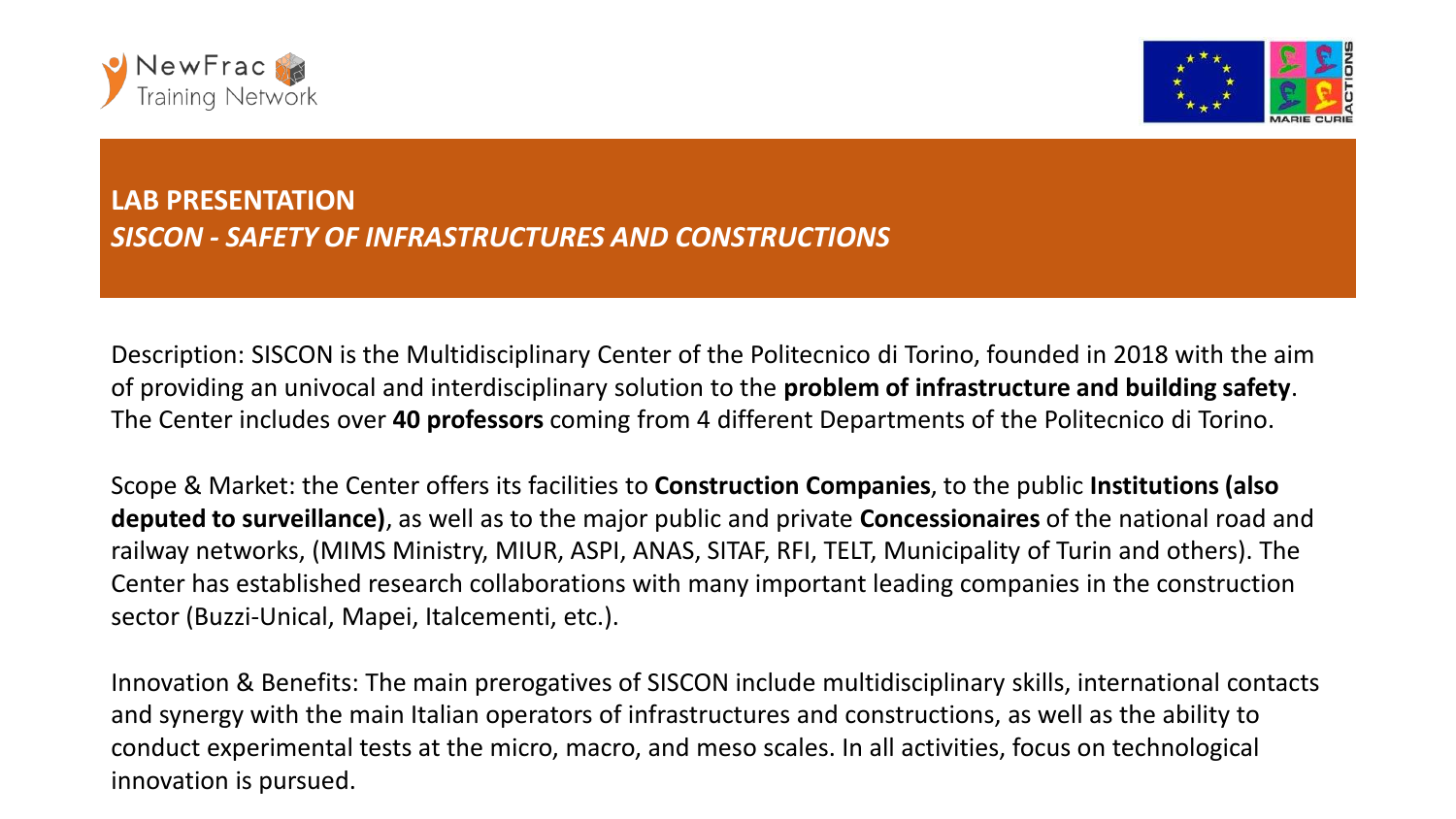## LAB PRESENTATION

### *SISCON - SAFETY OF INFRASTRUCTURES AND CONSTRUCTIONS*

Description: SISCON is the Multidisciplinary Center of the Politecnico di Torino, founded in 2018 with the aim of providing an univocal and interdisciplinary solution to the **problem of infrastructure and building safety**. The Center includes over **40 professors** coming from 4 different Departments of the Politecnico di Torino.

Scope & Market: the Center offers its facilities to **Construction Companies**, to the public **Institutions (also deputed to surveillance)**, as well as to the major public and private **Concessionaires** of the national road and railway networks, (MIMS Ministry, MIUR, ASPI, ANAS, SITAF, RFI, TELT, Municipality of Turin and others). The Center has established research collaborations with many important leading companies in the construction sector (Buzzi-Unical, Mapei, Italcementi, etc.).

Innovation & Benefits: The main prerogatives of SISCON include multidisciplinary skills, international contacts and synergy with the main Italian operators of infrastructures and constructions, as well as the ability to conduct experimental tests at the micro, macro, and meso scales. In all activities, focus on technological innovation is pursued.